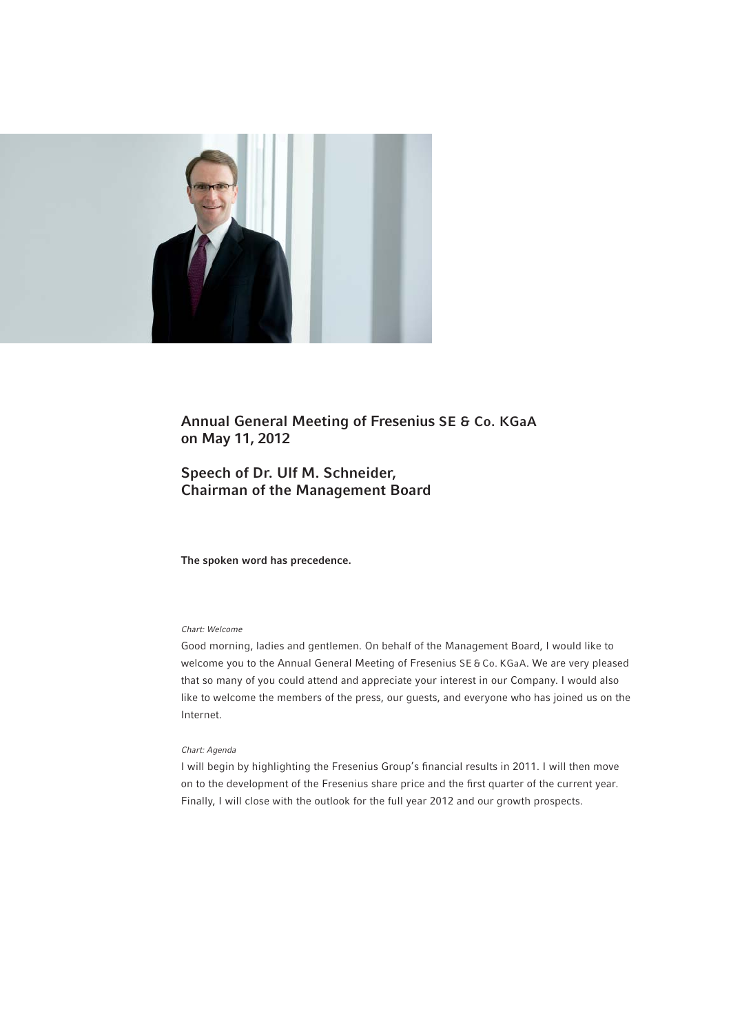# Annual General Meeting of Fresenius SE & Co. KGaA on May 11, 2012

## Speech of Dr. Ulf M. Schneider, Chairman of the Management Board

**The spoken word has precedence.**

*Chart: Welcome*

Good morning, ladies and gentlemen. On behalf of the Management Board, I would like to welcome you to the Annual General Meeting of Fresenius SE & Co. KGaA. We are very pleased that so many of you could attend and appreciate your interest in our Company. I would also like to welcome the members of the press, our guests, and everyone who has joined us on the Internet.

*Chart: Agenda*

I will begin by highlighting the Fresenius Group's financial results in 2011. I will then move on to the development of the Fresenius share price and the first quarter of the current year. Finally, I will close with the outlook for the full year 2012 and our growth prospects.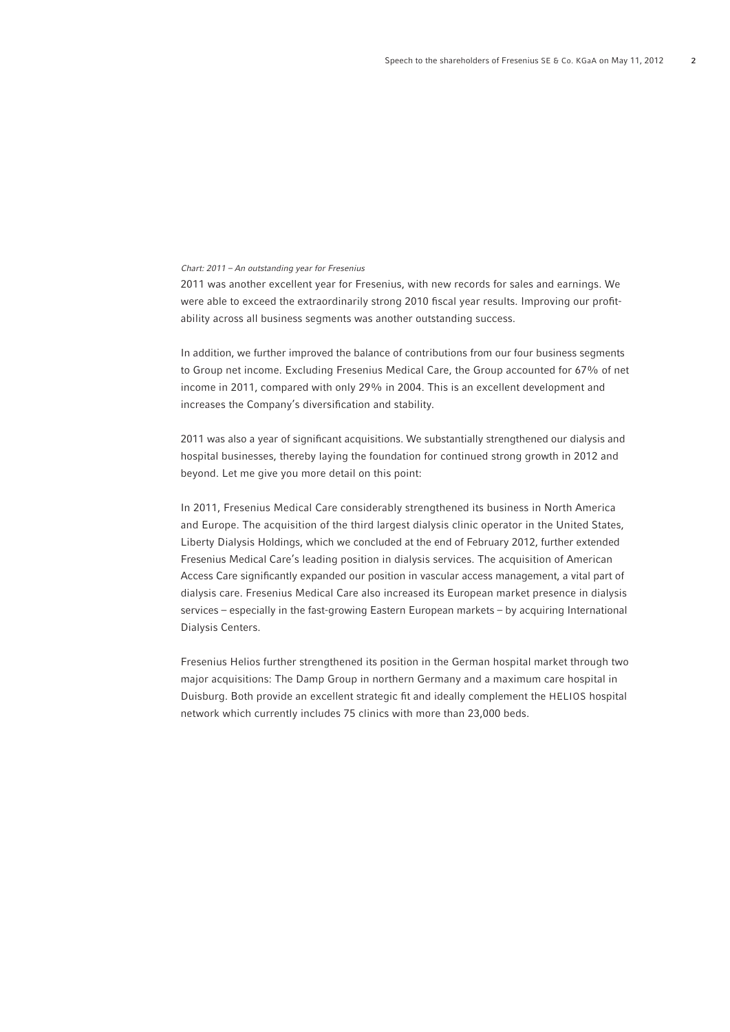*Chart: 2011 – An outstanding year for Fresenius*

2011 was another excellent year for Fresenius, with new records for sales and earnings. We were able to exceed the extraordinarily strong 2010 fiscal year results. Improving our profitability across all business segments was another outstanding success.

In addition, we further improved the balance of contributions from our four business segments to Group net income. Excluding Fresenius Medical Care, the Group accounted for 67% of net income in 2011, compared with only 29% in 2004. This is an excellent development and increases the Company's diversification and stability.

2011 was also a year of significant acquisitions. We substantially strengthened our dialysis and hospital businesses, thereby laying the foundation for continued strong growth in 2012 and beyond. Let me give you more detail on this point:

In 2011, Fresenius Medical Care considerably strengthened its business in North America and Europe. The acquisition of the third largest dialysis clinic operator in the United States, Liberty Dialysis Holdings, which we concluded at the end of February 2012, further extended Fresenius Medical Care's leading position in dialysis services. The acquisition of American Access Care significantly expanded our position in vascular access management, a vital part of dialysis care. Fresenius Medical Care also increased its European market presence in dialysis services – especially in the fast-growing Eastern European markets – by acquiring International Dialysis Centers.

Fresenius Helios further strengthened its position in the German hospital market through two major acquisitions: The Damp Group in northern Germany and a maximum care hospital in Duisburg. Both provide an excellent strategic fit and ideally complement the HELIOS hospital network which currently includes 75 clinics with more than 23,000 beds.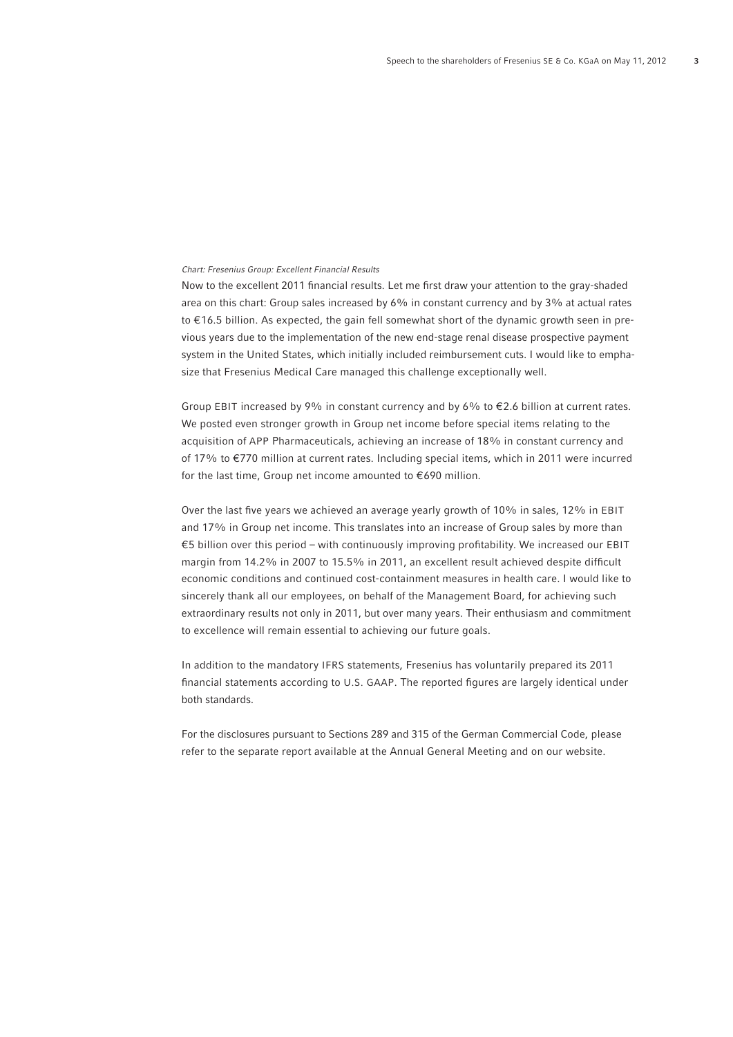*Chart: Fresenius Group: Excellent Financial Results*

Now to the excellent 2011 financial results. Let me first draw your attention to the gray-shaded area on this chart: Group sales increased by 6% in constant currency and by 3% at actual rates to €16.5 billion. As expected, the gain fell somewhat short of the dynamic growth seen in previous years due to the implementation of the new end-stage renal disease prospective payment system in the United States, which initially included reimbursement cuts. I would like to emphasize that Fresenius Medical Care managed this challenge exceptionally well.

Group EBIT increased by 9% in constant currency and by 6% to €2.6 billion at current rates. We posted even stronger growth in Group net income before special items relating to the acquisition of APP Pharmaceuticals, achieving an increase of 18% in constant currency and of 17% to €770 million at current rates. Including special items, which in 2011 were incurred for the last time, Group net income amounted to €690 million.

Over the last five years we achieved an average yearly growth of 10% in sales, 12% in EBIT and 17% in Group net income. This translates into an increase of Group sales by more than €5 billion over this period – with continuously improving profitability. We increased our EBIT margin from 14.2% in 2007 to 15.5% in 2011, an excellent result achieved despite difficult economic conditions and continued cost-containment measures in health care. I would like to sincerely thank all our employees, on behalf of the Management Board, for achieving such extraordinary results not only in 2011, but over many years. Their enthusiasm and commitment to excellence will remain essential to achieving our future goals.

In addition to the mandatory IFRS statements, Fresenius has voluntarily prepared its 2011 financial statements according to U.S. GAAP. The reported figures are largely identical under both standards.

For the disclosures pursuant to Sections 289 and 315 of the German Commercial Code, please refer to the separate report available at the Annual General Meeting and on our website.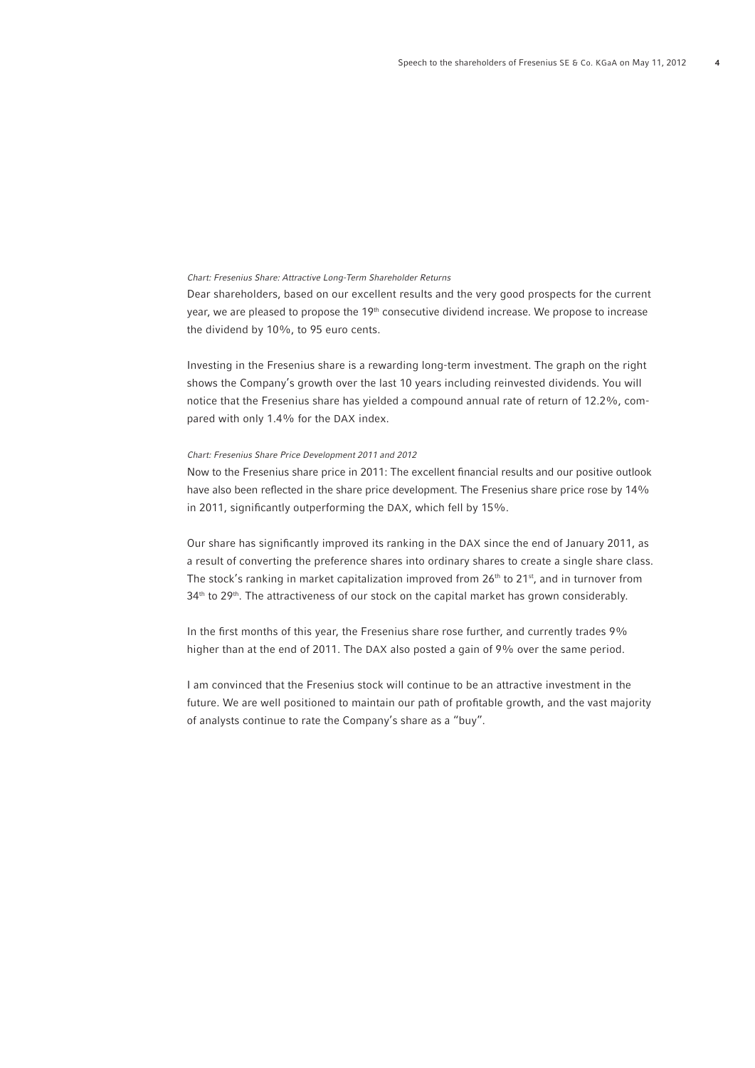*Chart: Fresenius Share: Attractive Long-Term Shareholder Returns*

Dear shareholders, based on our excellent results and the very good prospects for the current year, we are pleased to propose the 19th consecutive dividend increase. We propose to increase the dividend by 10%, to 95 euro cents.

Investing in the Fresenius share is a rewarding long-term investment. The graph on the right shows the Company's growth over the last 10 years including reinvested dividends. You will notice that the Fresenius share has yielded a compound annual rate of return of 12.2%, compared with only 1.4% for the DAX index.

*Chart: Fresenius Share Price Development 2011 and 2012*

Now to the Fresenius share price in 2011: The excellent financial results and our positive outlook have also been reflected in the share price development. The Fresenius share price rose by 14% in 2011, significantly outperforming the DAX, which fell by 15%.

Our share has significantly improved its ranking in the DAX since the end of January 2011, as a result of converting the preference shares into ordinary shares to create a single share class. The stock's ranking in market capitalization improved from 26th to 21st, and in turnover from 34th to 29th. The attractiveness of our stock on the capital market has grown considerably.

In the first months of this year, the Fresenius share rose further, and currently trades 9% higher than at the end of 2011. The DAX also posted a gain of 9% over the same period.

I am convinced that the Fresenius stock will continue to be an attractive investment in the future. We are well positioned to maintain our path of profitable growth, and the vast majority of analysts continue to rate the Company's share as a "buy".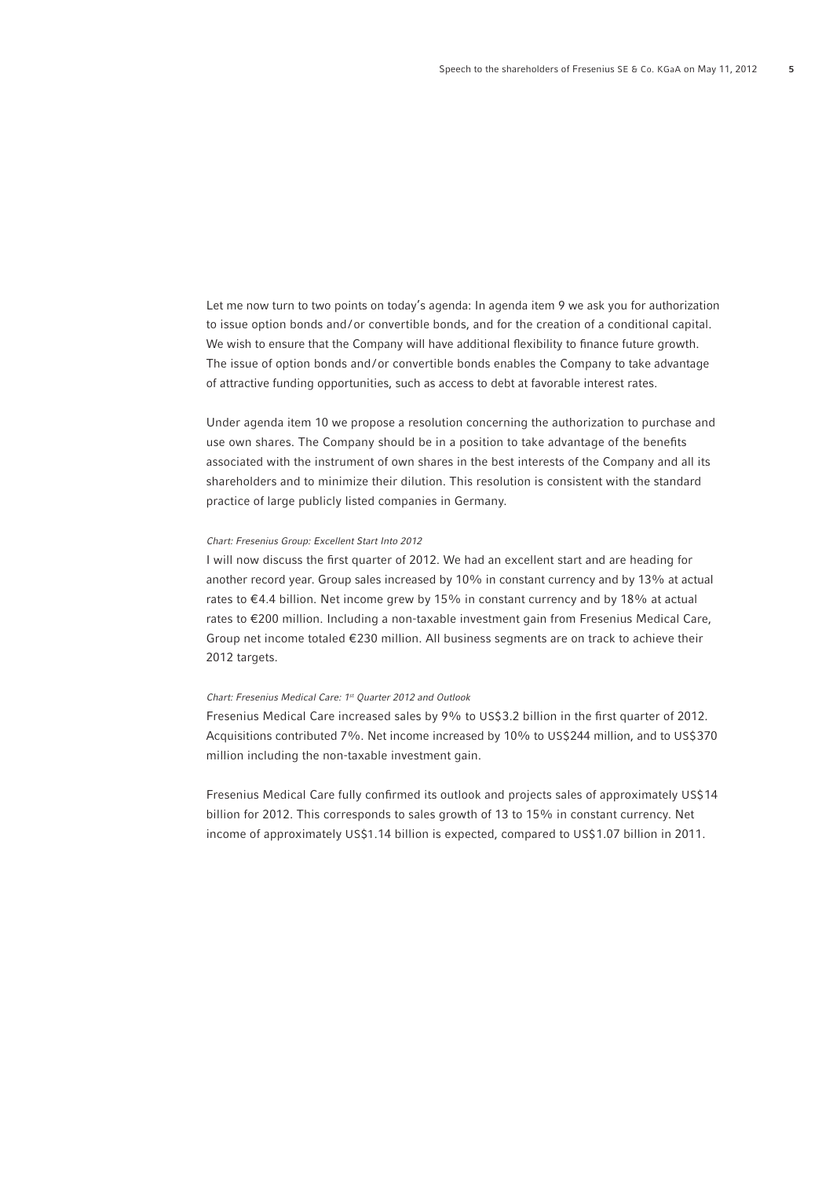Let me now turn to two points on today's agenda: In agenda item 9 we ask you for authorization to issue option bonds and/or convertible bonds, and for the creation of a conditional capital. We wish to ensure that the Company will have additional flexibility to finance future growth. The issue of option bonds and/or convertible bonds enables the Company to take advantage of attractive funding opportunities, such as access to debt at favorable interest rates.

Under agenda item 10 we propose a resolution concerning the authorization to purchase and use own shares. The Company should be in a position to take advantage of the benefits associated with the instrument of own shares in the best interests of the Company and all its shareholders and to minimize their dilution. This resolution is consistent with the standard practice of large publicly listed companies in Germany.

*Chart: Fresenius Group: Excellent Start Into 2012*

I will now discuss the first quarter of 2012. We had an excellent start and are heading for another record year. Group sales increased by 10% in constant currency and by 13% at actual rates to €4.4 billion. Net income grew by 15% in constant currency and by 18% at actual rates to €200 million. Including a non-taxable investment gain from Fresenius Medical Care, Group net income totaled €230 million. All business segments are on track to achieve their 2012 targets.

*Chart: Fresenius Medical Care: 1st Quarter 2012 and Outlook*

Fresenius Medical Care increased sales by 9% to US$3.2 billion in the first quarter of 2012. Acquisitions contributed 7%. Net income increased by 10% to US$244 million, and to US$370 million including the non-taxable investment gain.

Fresenius Medical Care fully confirmed its outlook and projects sales of approximately US$14 billion for 2012. This corresponds to sales growth of 13 to 15% in constant currency. Net income of approximately US$1.14 billion is expected, compared to US$1.07 billion in 2011.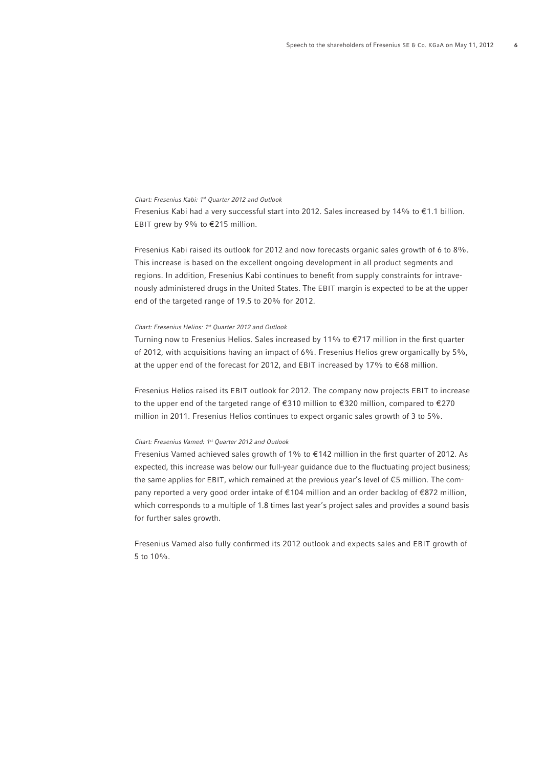*Chart: Fresenius Kabi: 1st Quarter 2012 and Outlook*

Fresenius Kabi had a very successful start into 2012. Sales increased by 14% to €1.1 billion. EBIT grew by 9% to €215 million.

Fresenius Kabi raised its outlook for 2012 and now forecasts organic sales growth of 6 to 8%. This increase is based on the excellent ongoing development in all product segments and regions. In addition, Fresenius Kabi continues to benefit from supply constraints for intravenously administered drugs in the United States. The EBIT margin is expected to be at the upper end of the targeted range of 19.5 to 20% for 2012.

*Chart: Fresenius Helios: 1st Quarter 2012 and Outlook*

Turning now to Fresenius Helios. Sales increased by 11% to €717 million in the first quarter of 2012, with acquisitions having an impact of 6%. Fresenius Helios grew organically by 5%, at the upper end of the forecast for 2012, and EBIT increased by 17% to €68 million.

Fresenius Helios raised its EBIT outlook for 2012. The company now projects EBIT to increase to the upper end of the targeted range of €310 million to €320 million, compared to €270 million in 2011. Fresenius Helios continues to expect organic sales growth of 3 to 5%.

*Chart: Fresenius Vamed: 1st Quarter 2012 and Outlook*

Fresenius Vamed achieved sales growth of 1% to €142 million in the first quarter of 2012. As expected, this increase was below our full-year guidance due to the fluctuating project business; the same applies for EBIT, which remained at the previous year's level of €5 million. The company reported a very good order intake of €104 million and an order backlog of €872 million, which corresponds to a multiple of 1.8 times last year's project sales and provides a sound basis for further sales growth.

Fresenius Vamed also fully confirmed its 2012 outlook and expects sales and EBIT growth of 5 to 10%.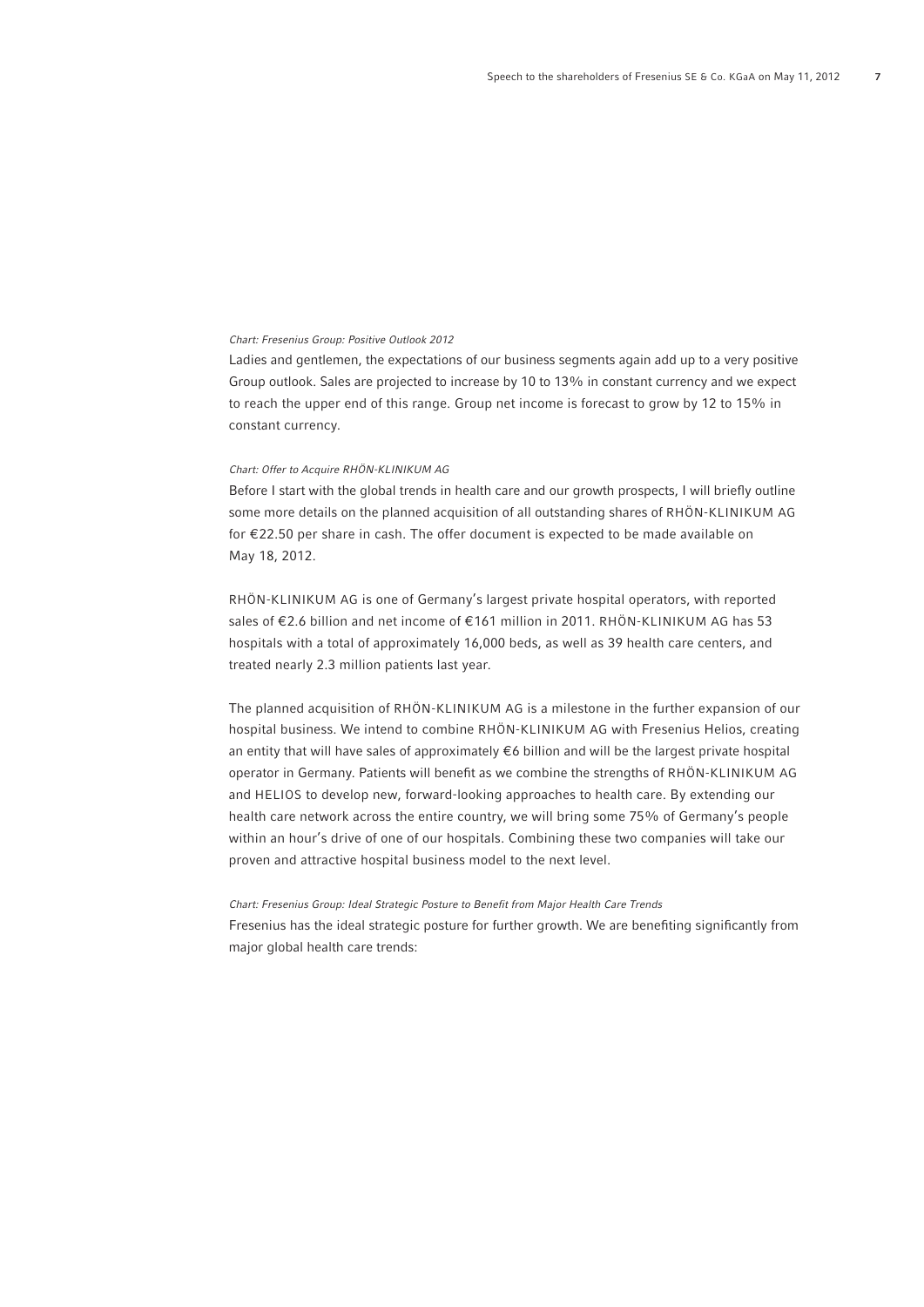*Chart: Fresenius Group: Positive Outlook 2012*

Ladies and gentlemen, the expectations of our business segments again add up to a very positive Group outlook. Sales are projected to increase by 10 to 13% in constant currency and we expect to reach the upper end of this range. Group net income is forecast to grow by 12 to 15% in constant currency.

*Chart: Offer to Acquire RHÖN-KLINIKUM AG*

Before I start with the global trends in health care and our growth prospects, I will briefly outline some more details on the planned acquisition of all outstanding shares of RHÖN-KLINIKUM AG for €22.50 per share in cash. The offer document is expected to be made available on May 18, 2012.

RHÖN-KLINIKUM AG is one of Germany's largest private hospital operators, with reported sales of €2.6 billion and net income of €161 million in 2011. RHÖN-KLINIKUM AG has 53 hospitals with a total of approximately 16,000 beds, as well as 39 health care centers, and treated nearly 2.3 million patients last year.

The planned acquisition of RHÖN-KLINIKUM AG is a milestone in the further expansion of our hospital business. We intend to combine RHÖN-KLINIKUM AG with Fresenius Helios, creating an entity that will have sales of approximately €6 billion and will be the largest private hospital operator in Germany. Patients will benefit as we combine the strengths of RHÖN-KLINIKUM AG and HELIOS to develop new, forward-looking approaches to health care. By extending our health care network across the entire country, we will bring some 75% of Germany's people within an hour's drive of one of our hospitals. Combining these two companies will take our proven and attractive hospital business model to the next level.

*Chart: Fresenius Group: Ideal Strategic Posture to Benefit from Major Health Care Trends*

Fresenius has the ideal strategic posture for further growth. We are benefiting significantly from major global health care trends: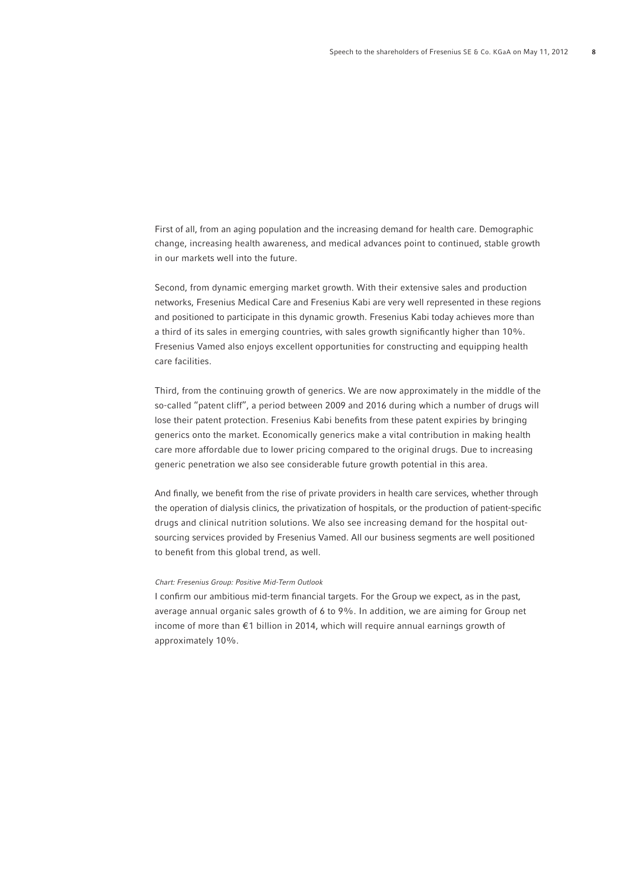First of all, from an aging population and the increasing demand for health care. Demographic change, increasing health awareness, and medical advances point to continued, stable growth in our markets well into the future.

Second, from dynamic emerging market growth. With their extensive sales and production networks, Fresenius Medical Care and Fresenius Kabi are very well represented in these regions and positioned to participate in this dynamic growth. Fresenius Kabi today achieves more than a third of its sales in emerging countries, with sales growth significantly higher than 10%. Fresenius Vamed also enjoys excellent opportunities for constructing and equipping health care facilities.

Third, from the continuing growth of generics. We are now approximately in the middle of the so-called "patent cliff", a period between 2009 and 2016 during which a number of drugs will lose their patent protection. Fresenius Kabi benefits from these patent expiries by bringing generics onto the market. Economically generics make a vital contribution in making health care more affordable due to lower pricing compared to the original drugs. Due to increasing generic penetration we also see considerable future growth potential in this area.

And finally, we benefit from the rise of private providers in health care services, whether through the operation of dialysis clinics, the privatization of hospitals, or the production of patient-specific drugs and clinical nutrition solutions. We also see increasing demand for the hospital outsourcing services provided by Fresenius Vamed. All our business segments are well positioned to benefit from this global trend, as well.

*Chart: Fresenius Group: Positive Mid-Term Outlook*

I confirm our ambitious mid-term financial targets. For the Group we expect, as in the past, average annual organic sales growth of 6 to 9%. In addition, we are aiming for Group net income of more than €1 billion in 2014, which will require annual earnings growth of approximately 10%.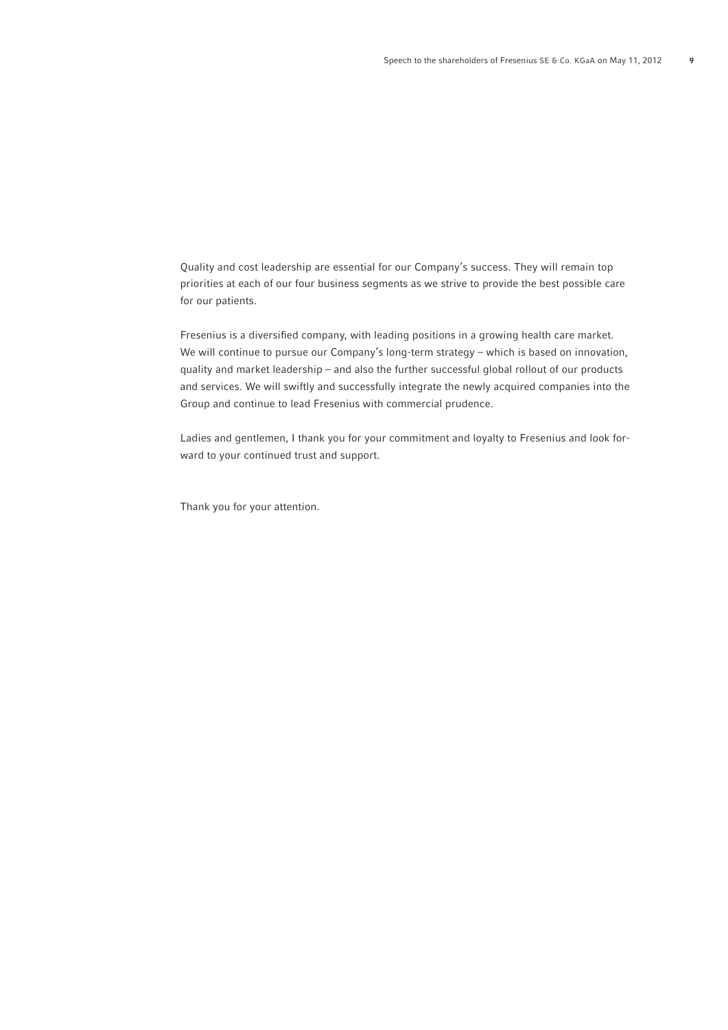Quality and cost leadership are essential for our Company's success. They will remain top priorities at each of our four business segments as we strive to provide the best possible care for our patients.

Fresenius is a diversified company, with leading positions in a growing health care market. We will continue to pursue our Company's long-term strategy – which is based on innovation, quality and market leadership – and also the further successful global rollout of our products and services. We will swiftly and successfully integrate the newly acquired companies into the Group and continue to lead Fresenius with commercial prudence.

Ladies and gentlemen, I thank you for your commitment and loyalty to Fresenius and look forward to your continued trust and support.

Thank you for your attention.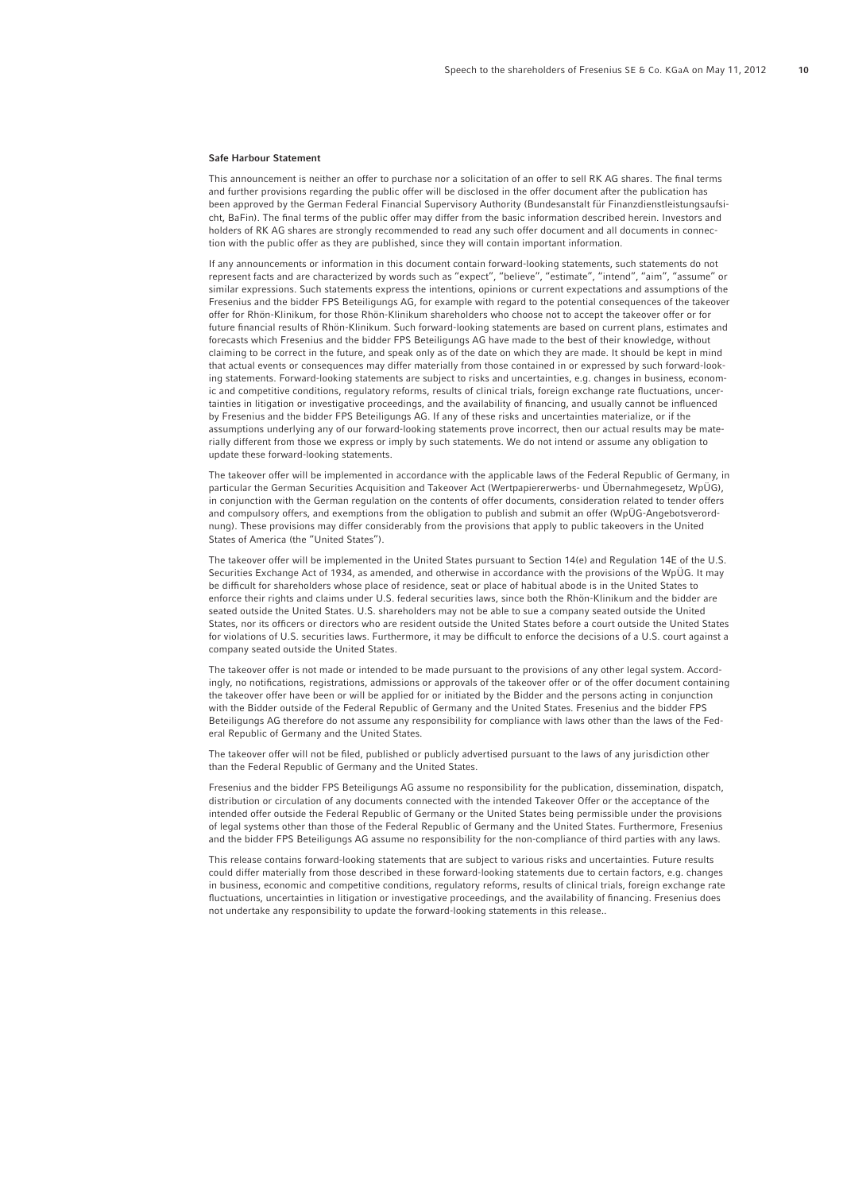**Safe Harbour Statement**

This announcement is neither an offer to purchase nor a solicitation of an offer to sell RK AG shares. The final terms and further provisions regarding the public offer will be disclosed in the offer document after the publication has been approved by the German Federal Financial Supervisory Authority (Bundesanstalt für Finanzdienstleistungsaufsicht, BaFin). The final terms of the public offer may differ from the basic information described herein. Investors and holders of RK AG shares are strongly recommended to read any such offer document and all documents in connection with the public offer as they are published, since they will contain important information.

If any announcements or information in this document contain forward-looking statements, such statements do not represent facts and are characterized by words such as "expect", "believe", "estimate", "intend", "aim", "assume" or similar expressions. Such statements express the intentions, opinions or current expectations and assumptions of the Fresenius and the bidder FPS Beteiligungs AG, for example with regard to the potential consequences of the takeover offer for Rhön-Klinikum, for those Rhön-Klinikum shareholders who choose not to accept the takeover offer or for future financial results of Rhön-Klinikum. Such forward-looking statements are based on current plans, estimates and forecasts which Fresenius and the bidder FPS Beteiligungs AG have made to the best of their knowledge, without claiming to be correct in the future, and speak only as of the date on which they are made. It should be kept in mind that actual events or consequences may differ materially from those contained in or expressed by such forward-looking statements. Forward-looking statements are subject to risks and uncertainties, e.g. changes in business, economic and competitive conditions, regulatory reforms, results of clinical trials, foreign exchange rate fluctuations, uncertainties in litigation or investigative proceedings, and the availability of financing, and usually cannot be influenced by Fresenius and the bidder FPS Beteiligungs AG. If any of these risks and uncertainties materialize, or if the assumptions underlying any of our forward-looking statements prove incorrect, then our actual results may be materially different from those we express or imply by such statements. We do not intend or assume any obligation to update these forward-looking statements.

The takeover offer will be implemented in accordance with the applicable laws of the Federal Republic of Germany, in particular the German Securities Acquisition and Takeover Act (Wertpapiererwerbs- und Übernahmegesetz, WpÜG), in conjunction with the German regulation on the contents of offer documents, consideration related to tender offers and compulsory offers, and exemptions from the obligation to publish and submit an offer (WpÜG-Angebotsverordnung). These provisions may differ considerably from the provisions that apply to public takeovers in the United States of America (the "United States").

The takeover offer will be implemented in the United States pursuant to Section 14(e) and Regulation 14E of the U.S. Securities Exchange Act of 1934, as amended, and otherwise in accordance with the provisions of the WpÜG. It may be difficult for shareholders whose place of residence, seat or place of habitual abode is in the United States to enforce their rights and claims under U.S. federal securities laws, since both the Rhön-Klinikum and the bidder are seated outside the United States. U.S. shareholders may not be able to sue a company seated outside the United States, nor its officers or directors who are resident outside the United States before a court outside the United States for violations of U.S. securities laws. Furthermore, it may be difficult to enforce the decisions of a U.S. court against a company seated outside the United States.

The takeover offer is not made or intended to be made pursuant to the provisions of any other legal system. Accordingly, no notifications, registrations, admissions or approvals of the takeover offer or of the offer document containing the takeover offer have been or will be applied for or initiated by the Bidder and the persons acting in conjunction with the Bidder outside of the Federal Republic of Germany and the United States. Fresenius and the bidder FPS Beteiligungs AG therefore do not assume any responsibility for compliance with laws other than the laws of the Federal Republic of Germany and the United States.

The takeover offer will not be filed, published or publicly advertised pursuant to the laws of any jurisdiction other than the Federal Republic of Germany and the United States.

Fresenius and the bidder FPS Beteiligungs AG assume no responsibility for the publication, dissemination, dispatch, distribution or circulation of any documents connected with the intended Takeover Offer or the acceptance of the intended offer outside the Federal Republic of Germany or the United States being permissible under the provisions of legal systems other than those of the Federal Republic of Germany and the United States. Furthermore, Fresenius and the bidder FPS Beteiligungs AG assume no responsibility for the non-compliance of third parties with any laws.

This release contains forward-looking statements that are subject to various risks and uncertainties. Future results could differ materially from those described in these forward-looking statements due to certain factors, e.g. changes in business, economic and competitive conditions, regulatory reforms, results of clinical trials, foreign exchange rate fluctuations, uncertainties in litigation or investigative proceedings, and the availability of financing. Fresenius does not undertake any responsibility to update the forward-looking statements in this release..